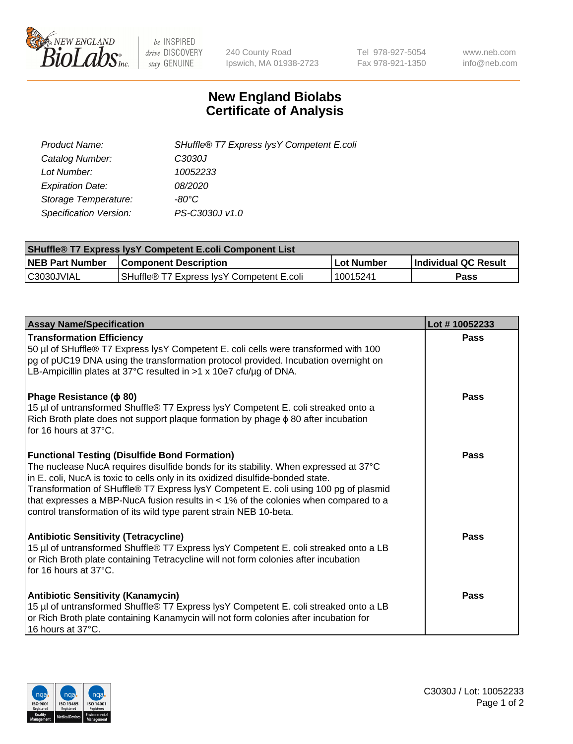New England BioLabs Inc. — be INSPIRED drive DISCOVERY stay GENUINE

240 County Road
Ipswich, MA 01938-2723

Tel 978-927-5054
Fax 978-921-1350

www.neb.com
info@neb.com

# New England Biolabs
# Certificate of Analysis

| | |
|---|---|
| *Product Name:* | *SHuffle® T7 Express lysY Competent E.coli* |
| *Catalog Number:* | *C3030J* |
| *Lot Number:* | *10052233* |
| *Expiration Date:* | *08/2020* |
| *Storage Temperature:* | *-80°C* |
| *Specification Version:* | *PS-C3030J v1.0* |

| SHuffle® T7 Express lysY Competent E.coli Component List | | | |
|---|---|---|---|
| **NEB Part Number** | **Component Description** | **Lot Number** | **Individual QC Result** |
| C3030JVIAL | SHuffle® T7 Express lysY Competent E.coli | 10015241 | **Pass** |

| Assay Name/Specification | Lot # 10052233 |
|---|---|
| **Transformation Efficiency**<br>50 µl of SHuffle® T7 Express lysY Competent E. coli cells were transformed with 100 pg of pUC19 DNA using the transformation protocol provided. Incubation overnight on LB-Ampicillin plates at 37°C resulted in >1 x 10e7 cfu/µg of DNA. | **Pass** |
| **Phage Resistance (ϕ 80)**<br>15 µl of untransformed Shuffle® T7 Express lysY Competent E. coli streaked onto a Rich Broth plate does not support plaque formation by phage ϕ 80 after incubation for 16 hours at 37°C. | **Pass** |
| **Functional Testing (Disulfide Bond Formation)**<br>The nuclease NucA requires disulfide bonds for its stability. When expressed at 37°C in E. coli, NucA is toxic to cells only in its oxidized disulfide-bonded state. Transformation of SHuffle® T7 Express lysY Competent E. coli using 100 pg of plasmid that expresses a MBP-NucA fusion results in < 1% of the colonies when compared to a control transformation of its wild type parent strain NEB 10-beta. | **Pass** |
| **Antibiotic Sensitivity (Tetracycline)**<br>15 µl of untransformed Shuffle® T7 Express lysY Competent E. coli streaked onto a LB or Rich Broth plate containing Tetracycline will not form colonies after incubation for 16 hours at 37°C. | **Pass** |
| **Antibiotic Sensitivity (Kanamycin)**<br>15 µl of untransformed Shuffle® T7 Express lysY Competent E. coli streaked onto a LB or Rich Broth plate containing Kanamycin will not form colonies after incubation for 16 hours at 37°C. | **Pass** |

C3030J / Lot: 10052233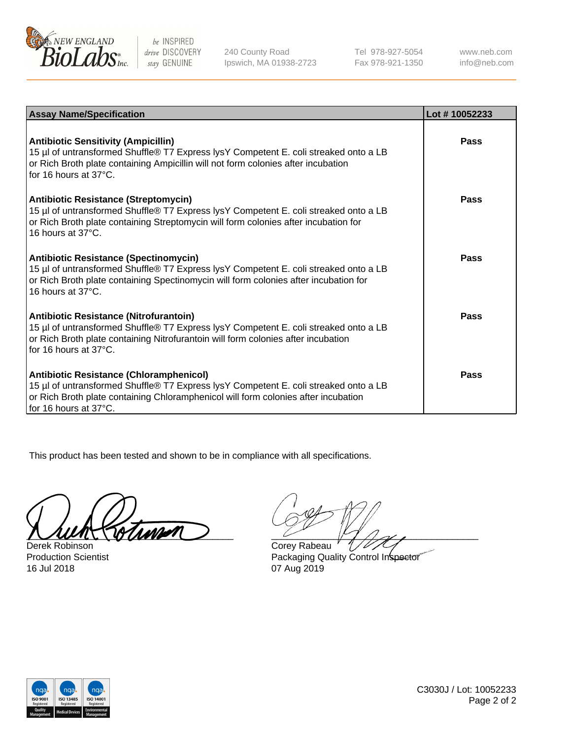| Assay Name/Specification | Lot # 10052233 |
|---|---|
| **Antibiotic Sensitivity (Ampicillin)**<br>15 µl of untransformed Shuffle® T7 Express lysY Competent E. coli streaked onto a LB or Rich Broth plate containing Ampicillin will not form colonies after incubation for 16 hours at 37°C. | **Pass** |
| **Antibiotic Resistance (Streptomycin)**<br>15 µl of untransformed Shuffle® T7 Express lysY Competent E. coli streaked onto a LB or Rich Broth plate containing Streptomycin will form colonies after incubation for 16 hours at 37°C. | **Pass** |
| **Antibiotic Resistance (Spectinomycin)**<br>15 µl of untransformed Shuffle® T7 Express lysY Competent E. coli streaked onto a LB or Rich Broth plate containing Spectinomycin will form colonies after incubation for 16 hours at 37°C. | **Pass** |
| **Antibiotic Resistance (Nitrofurantoin)**<br>15 µl of untransformed Shuffle® T7 Express lysY Competent E. coli streaked onto a LB or Rich Broth plate containing Nitrofurantoin will form colonies after incubation for 16 hours at 37°C. | **Pass** |
| **Antibiotic Resistance (Chloramphenicol)**<br>15 µl of untransformed Shuffle® T7 Express lysY Competent E. coli streaked onto a LB or Rich Broth plate containing Chloramphenicol will form colonies after incubation for 16 hours at 37°C. | **Pass** |

This product has been tested and shown to be in compliance with all specifications.

Derek Robinson
Production Scientist
16 Jul 2018

Corey Rabeau
Packaging Quality Control Inspector
07 Aug 2019

C3030J / Lot: 10052233